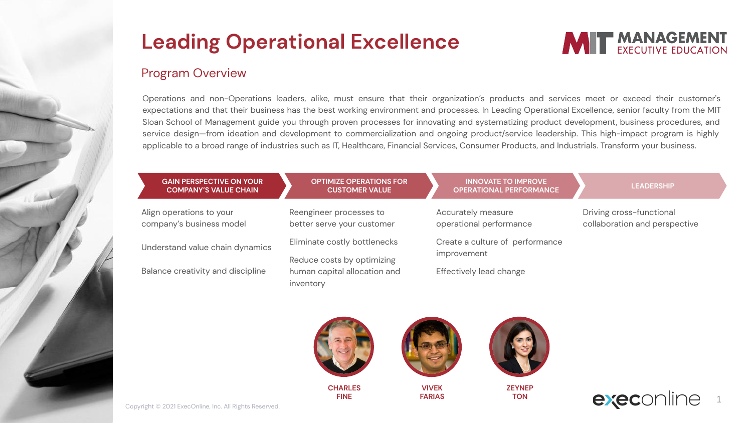# Leading Operational Excellence

MIT MANAGEMENT EXECUTIVE EDUCATION

## Program Overview

Operations and non-Operations leaders, alike, must ensure that their organization's products and services meet or exceed their customer's expectations and that their business has the best working environment and processes. In Leading Operational Excellence, senior faculty from the MIT Sloan School of Management guide you through proven processes for innovating and systematizing product development, business procedures, and service design—from ideation and development to commercialization and ongoing product/service leadership. This high-impact program is highly applicable to a broad range of industries such as IT, Healthcare, Financial Services, Consumer Products, and Industrials. Transform your business.

| GAIN PERSPECTIVE ON YOUR COMPANY'S VALUE CHAIN | OPTIMIZE OPERATIONS FOR CUSTOMER VALUE | INNOVATE TO IMPROVE OPERATIONAL PERFORMANCE | LEADERSHIP |
| --- | --- | --- | --- |
| Align operations to your company's business model | Reengineer processes to better serve your customer | Accurately measure operational performance | Driving cross-functional collaboration and perspective |
| Understand value chain dynamics | Eliminate costly bottlenecks | Create a culture of performance improvement | |
| Balance creativity and discipline | Reduce costs by optimizing human capital allocation and inventory | Effectively lead change | |

**CHARLES FINE** | **VIVEK FARIAS** | **ZEYNEP TON**

Copyright © 2021 ExecOnline, Inc. All Rights Reserved.

execonline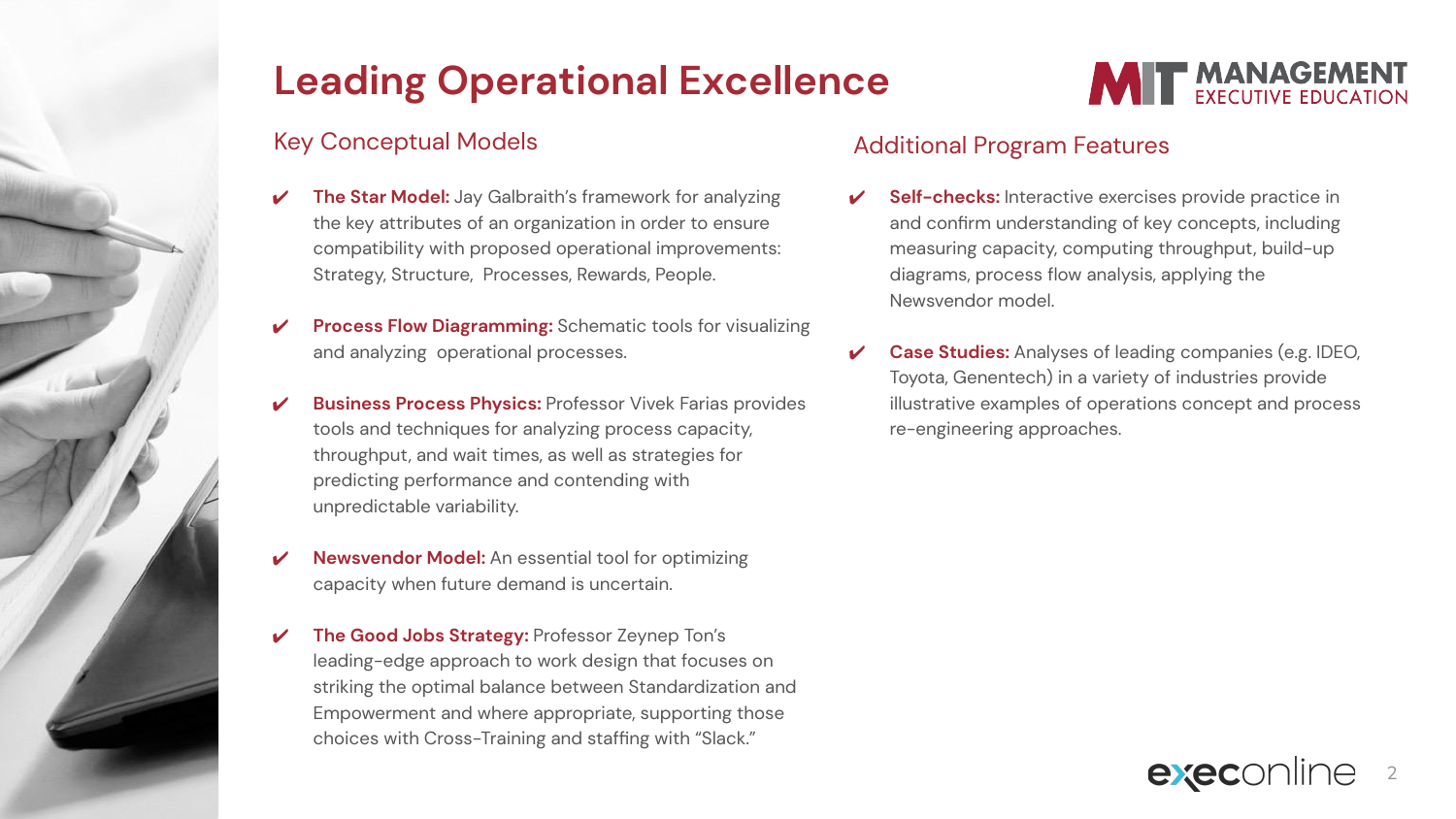# Leading Operational Excellence

MIT MANAGEMENT EXECUTIVE EDUCATION

## Key Conceptual Models

- ✔ **The Star Model:** Jay Galbraith's framework for analyzing the key attributes of an organization in order to ensure compatibility with proposed operational improvements: Strategy, Structure, Processes, Rewards, People.
- ✔ **Process Flow Diagramming:** Schematic tools for visualizing and analyzing operational processes.
- ✔ **Business Process Physics:** Professor Vivek Farias provides tools and techniques for analyzing process capacity, throughput, and wait times, as well as strategies for predicting performance and contending with unpredictable variability.
- ✔ **Newsvendor Model:** An essential tool for optimizing capacity when future demand is uncertain.
- ✔ **The Good Jobs Strategy:** Professor Zeynep Ton's leading-edge approach to work design that focuses on striking the optimal balance between Standardization and Empowerment and where appropriate, supporting those choices with Cross-Training and staffing with "Slack."

## Additional Program Features

- ✔ **Self-checks:** Interactive exercises provide practice in and confirm understanding of key concepts, including measuring capacity, computing throughput, build-up diagrams, process flow analysis, applying the Newsvendor model.
- ✔ **Case Studies:** Analyses of leading companies (e.g. IDEO, Toyota, Genentech) in a variety of industries provide illustrative examples of operations concept and process re-engineering approaches.

execonline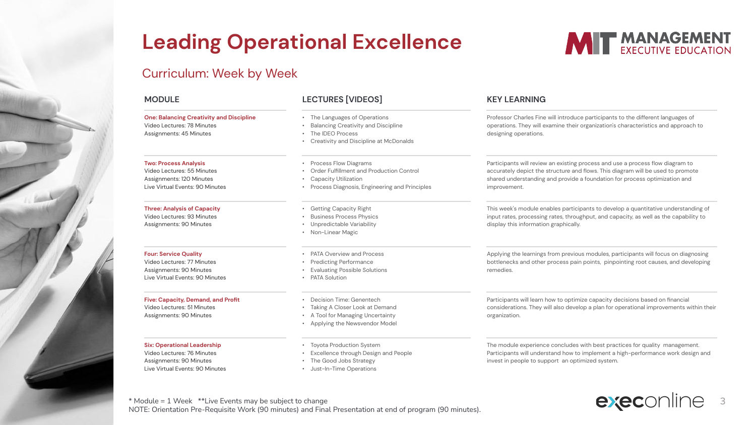# Leading Operational Excellence

MIT MANAGEMENT EXECUTIVE EDUCATION

## Curriculum: Week by Week

| MODULE | LECTURES [VIDEOS] | KEY LEARNING |
|---|---|---|
| **One: Balancing Creativity and Discipline**<br>Video Lectures: 78 Minutes<br>Assignments: 45 Minutes | • The Languages of Operations<br>• Balancing Creativity and Discipline<br>• The IDEO Process<br>• Creativity and Discipline at McDonalds | Professor Charles Fine will introduce participants to the different languages of operations. They will examine their organization's characteristics and approach to designing operations. |
| **Two: Process Analysis**<br>Video Lectures: 55 Minutes<br>Assignments: 120 Minutes<br>Live Virtual Events: 90 Minutes | • Process Flow Diagrams<br>• Order Fulfillment and Production Control<br>• Capacity Utilization<br>• Process Diagnosis, Engineering and Principles | Participants will review an existing process and use a process flow diagram to accurately depict the structure and flows. This diagram will be used to promote shared understanding and provide a foundation for process optimization and improvement. |
| **Three: Analysis of Capacity**<br>Video Lectures: 93 Minutes<br>Assignments: 90 Minutes | • Getting Capacity Right<br>• Business Process Physics<br>• Unpredictable Variability<br>• Non-Linear Magic | This week's module enables participants to develop a quantitative understanding of input rates, processing rates, throughput, and capacity, as well as the capability to display this information graphically. |
| **Four: Service Quality**<br>Video Lectures: 77 Minutes<br>Assignments: 90 Minutes<br>Live Virtual Events: 90 Minutes | • PATA Overview and Process<br>• Predicting Performance<br>• Evaluating Possible Solutions<br>• PATA Solution | Applying the learnings from previous modules, participants will focus on diagnosing bottlenecks and other process pain points, pinpointing root causes, and developing remedies. |
| **Five: Capacity, Demand, and Profit**<br>Video Lectures: 51 Minutes<br>Assignments: 90 Minutes | • Decision Time: Genentech<br>• Taking A Closer Look at Demand<br>• A Tool for Managing Uncertainty<br>• Applying the Newsvendor Model | Participants will learn how to optimize capacity decisions based on financial considerations. They will also develop a plan for operational improvements within their organization. |
| **Six: Operational Leadership**<br>Video Lectures: 76 Minutes<br>Assignments: 90 Minutes<br>Live Virtual Events: 90 Minutes | • Toyota Production System<br>• Excellence through Design and People<br>• The Good Jobs Strategy<br>• Just-In-Time Operations | The module experience concludes with best practices for quality management. Participants will understand how to implement a high-performance work design and invest in people to support an optimized system. |

* Module = 1 Week  **Live Events may be subject to change
NOTE: Orientation Pre-Requisite Work (90 minutes) and Final Presentation at end of program (90 minutes).

execonline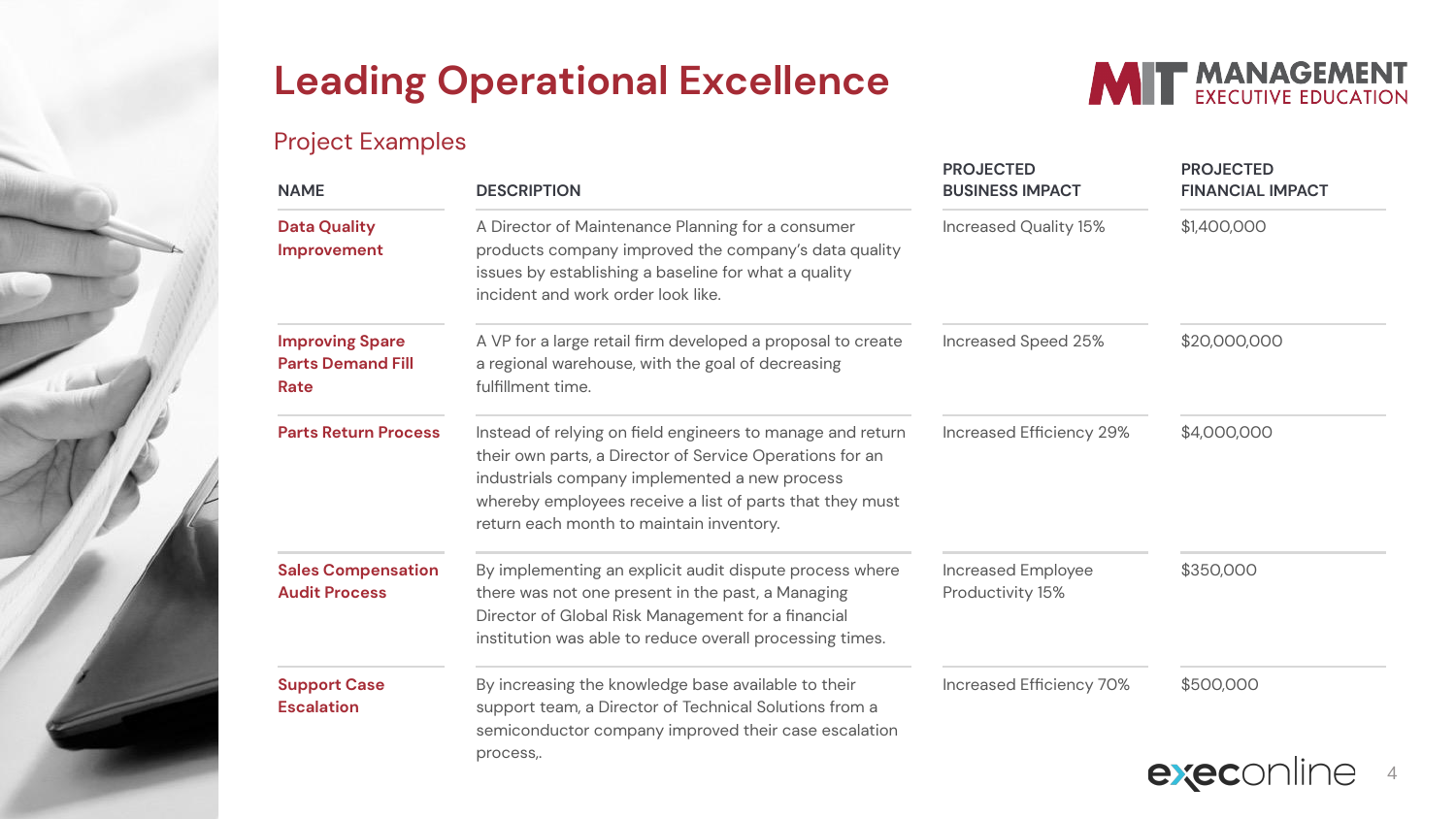# Leading Operational Excellence

MIT MANAGEMENT EXECUTIVE EDUCATION

## Project Examples

| NAME | DESCRIPTION | PROJECTED BUSINESS IMPACT | PROJECTED FINANCIAL IMPACT |
|---|---|---|---|
| **Data Quality Improvement** | A Director of Maintenance Planning for a consumer products company improved the company's data quality issues by establishing a baseline for what a quality incident and work order look like. | Increased Quality 15% | $1,400,000 |
| **Improving Spare Parts Demand Fill Rate** | A VP for a large retail firm developed a proposal to create a regional warehouse, with the goal of decreasing fulfillment time. | Increased Speed 25% | $20,000,000 |
| **Parts Return Process** | Instead of relying on field engineers to manage and return their own parts, a Director of Service Operations for an industrials company implemented a new process whereby employees receive a list of parts that they must return each month to maintain inventory. | Increased Efficiency 29% | $4,000,000 |
| **Sales Compensation Audit Process** | By implementing an explicit audit dispute process where there was not one present in the past, a Managing Director of Global Risk Management for a financial institution was able to reduce overall processing times. | Increased Employee Productivity 15% | $350,000 |
| **Support Case Escalation** | By increasing the knowledge base available to their support team, a Director of Technical Solutions from a semiconductor company improved their case escalation process,. | Increased Efficiency 70% | $500,000 |

execonline